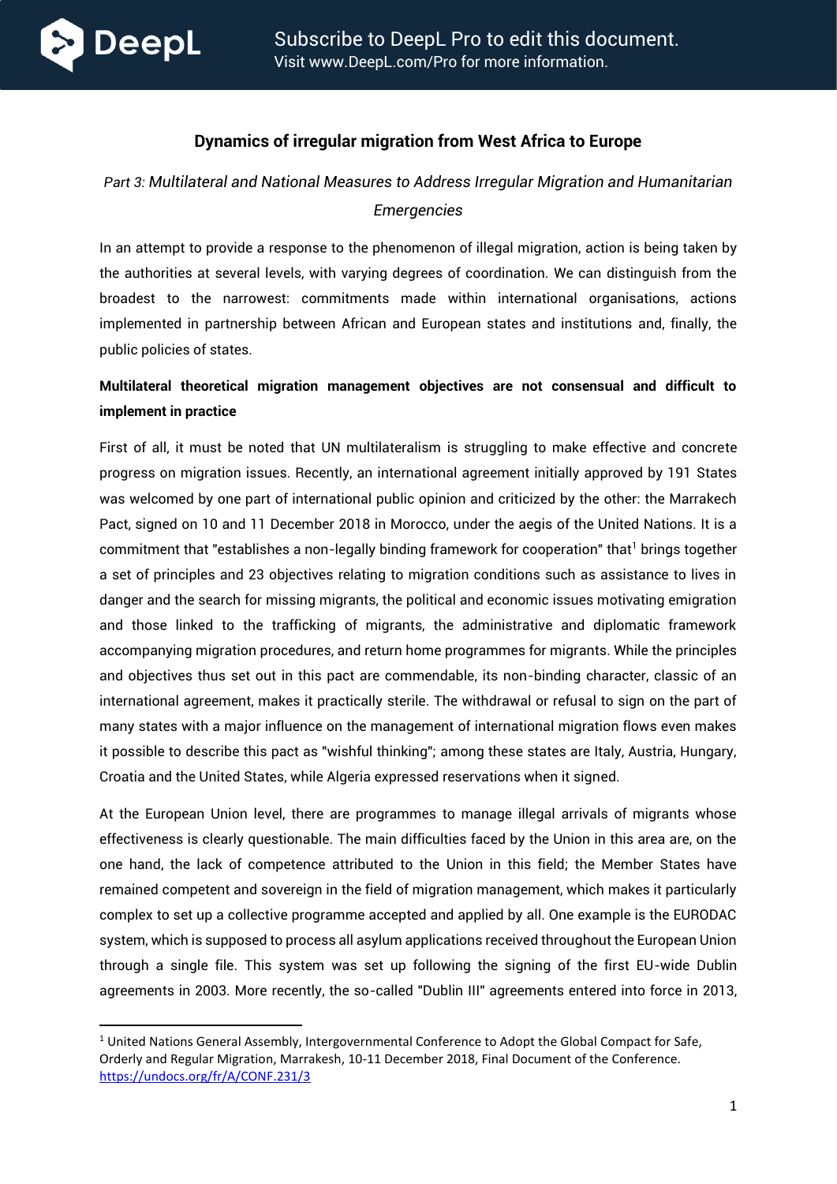# Dynamics of irregular migration from West Africa to Europe

*Part 3: Multilateral and National Measures to Address Irregular Migration and Humanitarian Emergencies*

In an attempt to provide a response to the phenomenon of illegal migration, action is being taken by the authorities at several levels, with varying degrees of coordination. We can distinguish from the broadest to the narrowest: commitments made within international organisations, actions implemented in partnership between African and European states and institutions and, finally, the public policies of states.

**Multilateral theoretical migration management objectives are not consensual and difficult to implement in practice**

First of all, it must be noted that UN multilateralism is struggling to make effective and concrete progress on migration issues. Recently, an international agreement initially approved by 191 States was welcomed by one part of international public opinion and criticized by the other: the Marrakech Pact, signed on 10 and 11 December 2018 in Morocco, under the aegis of the United Nations. It is a commitment that "establishes a non-legally binding framework for cooperation" that[1] brings together a set of principles and 23 objectives relating to migration conditions such as assistance to lives in danger and the search for missing migrants, the political and economic issues motivating emigration and those linked to the trafficking of migrants, the administrative and diplomatic framework accompanying migration procedures, and return home programmes for migrants. While the principles and objectives thus set out in this pact are commendable, its non-binding character, classic of an international agreement, makes it practically sterile. The withdrawal or refusal to sign on the part of many states with a major influence on the management of international migration flows even makes it possible to describe this pact as "wishful thinking"; among these states are Italy, Austria, Hungary, Croatia and the United States, while Algeria expressed reservations when it signed.

At the European Union level, there are programmes to manage illegal arrivals of migrants whose effectiveness is clearly questionable. The main difficulties faced by the Union in this area are, on the one hand, the lack of competence attributed to the Union in this field; the Member States have remained competent and sovereign in the field of migration management, which makes it particularly complex to set up a collective programme accepted and applied by all. One example is the EURODAC system, which is supposed to process all asylum applications received throughout the European Union through a single file. This system was set up following the signing of the first EU-wide Dublin agreements in 2003. More recently, the so-called "Dublin III" agreements entered into force in 2013,

---

[1] United Nations General Assembly, Intergovernmental Conference to Adopt the Global Compact for Safe, Orderly and Regular Migration, Marrakesh, 10-11 December 2018, Final Document of the Conference. https://undocs.org/fr/A/CONF.231/3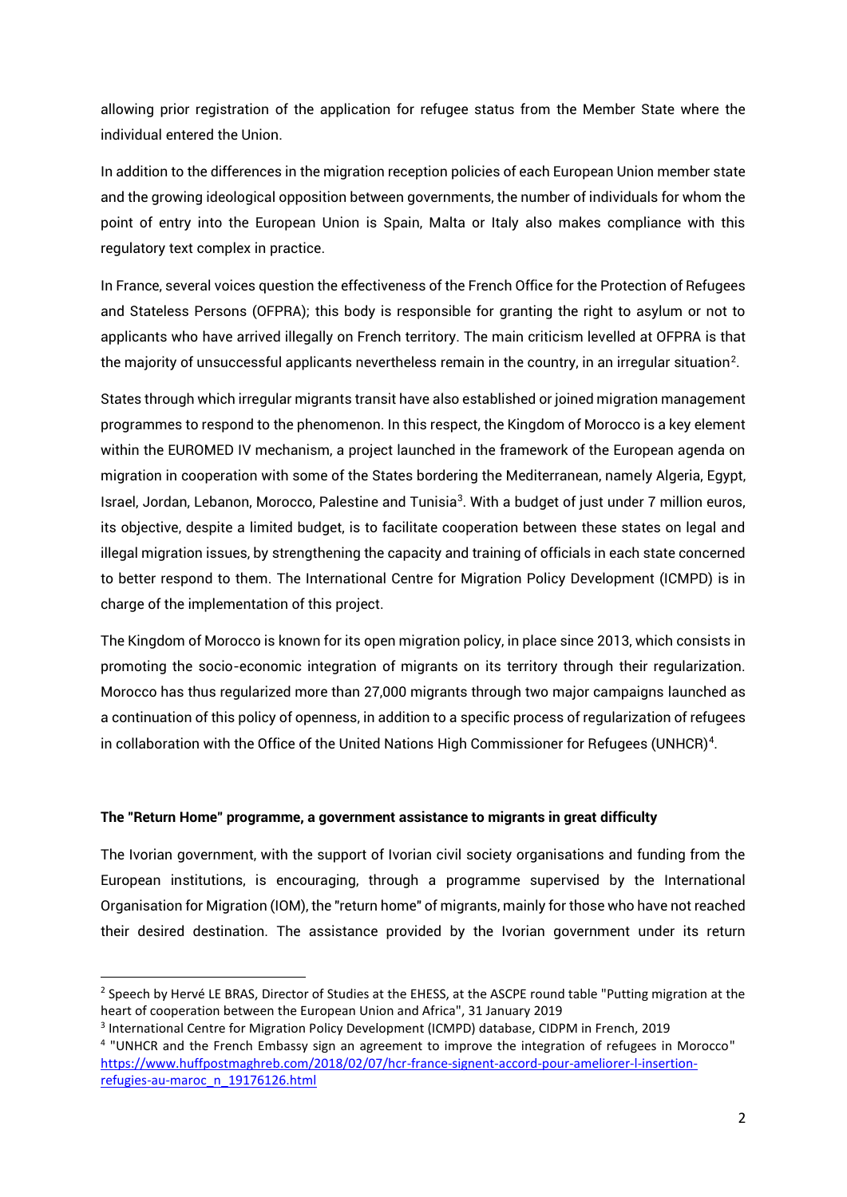allowing prior registration of the application for refugee status from the Member State where the individual entered the Union.

In addition to the differences in the migration reception policies of each European Union member state and the growing ideological opposition between governments, the number of individuals for whom the point of entry into the European Union is Spain, Malta or Italy also makes compliance with this regulatory text complex in practice.

In France, several voices question the effectiveness of the French Office for the Protection of Refugees and Stateless Persons (OFPRA); this body is responsible for granting the right to asylum or not to applicants who have arrived illegally on French territory. The main criticism levelled at OFPRA is that the majority of unsuccessful applicants nevertheless remain in the country, in an irregular situation[2].

States through which irregular migrants transit have also established or joined migration management programmes to respond to the phenomenon. In this respect, the Kingdom of Morocco is a key element within the EUROMED IV mechanism, a project launched in the framework of the European agenda on migration in cooperation with some of the States bordering the Mediterranean, namely Algeria, Egypt, Israel, Jordan, Lebanon, Morocco, Palestine and Tunisia[3]. With a budget of just under 7 million euros, its objective, despite a limited budget, is to facilitate cooperation between these states on legal and illegal migration issues, by strengthening the capacity and training of officials in each state concerned to better respond to them. The International Centre for Migration Policy Development (ICMPD) is in charge of the implementation of this project.

The Kingdom of Morocco is known for its open migration policy, in place since 2013, which consists in promoting the socio-economic integration of migrants on its territory through their regularization. Morocco has thus regularized more than 27,000 migrants through two major campaigns launched as a continuation of this policy of openness, in addition to a specific process of regularization of refugees in collaboration with the Office of the United Nations High Commissioner for Refugees (UNHCR)[4].

**The "Return Home" programme, a government assistance to migrants in great difficulty**

The Ivorian government, with the support of Ivorian civil society organisations and funding from the European institutions, is encouraging, through a programme supervised by the International Organisation for Migration (IOM), the "return home" of migrants, mainly for those who have not reached their desired destination. The assistance provided by the Ivorian government under its return

---

[2] Speech by Hervé LE BRAS, Director of Studies at the EHESS, at the ASCPE round table "Putting migration at the heart of cooperation between the European Union and Africa", 31 January 2019

[3] International Centre for Migration Policy Development (ICMPD) database, CIDPM in French, 2019

[4] "UNHCR and the French Embassy sign an agreement to improve the integration of refugees in Morocco" https://www.huffpostmaghreb.com/2018/02/07/hcr-france-signent-accord-pour-ameliorer-l-insertion-refugies-au-maroc_n_19176126.html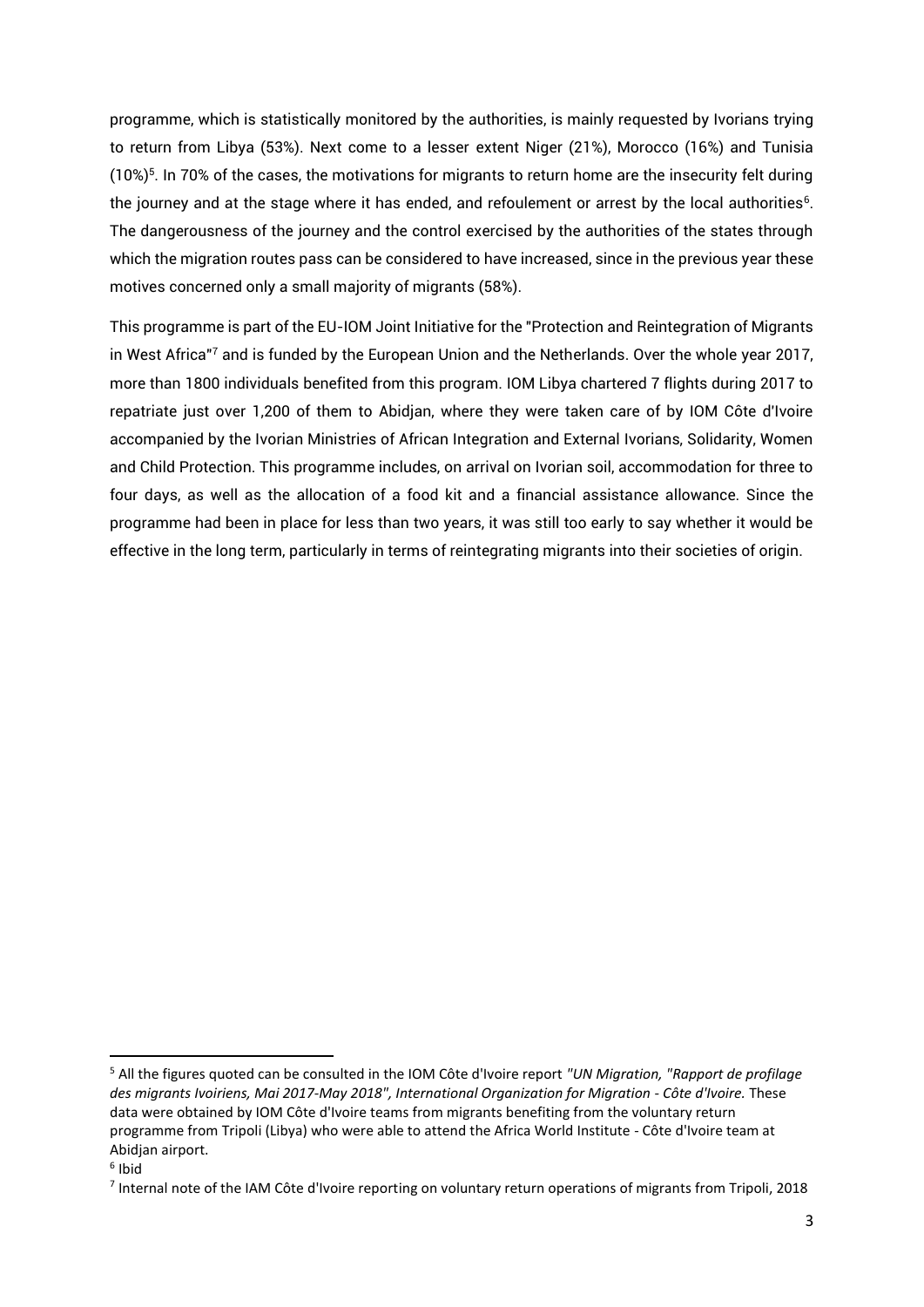programme, which is statistically monitored by the authorities, is mainly requested by Ivorians trying to return from Libya (53%). Next come to a lesser extent Niger (21%), Morocco (16%) and Tunisia (10%)[5]. In 70% of the cases, the motivations for migrants to return home are the insecurity felt during the journey and at the stage where it has ended, and refoulement or arrest by the local authorities[6]. The dangerousness of the journey and the control exercised by the authorities of the states through which the migration routes pass can be considered to have increased, since in the previous year these motives concerned only a small majority of migrants (58%).

This programme is part of the EU-IOM Joint Initiative for the "Protection and Reintegration of Migrants in West Africa"[7] and is funded by the European Union and the Netherlands. Over the whole year 2017, more than 1800 individuals benefited from this program. IOM Libya chartered 7 flights during 2017 to repatriate just over 1,200 of them to Abidjan, where they were taken care of by IOM Côte d'Ivoire accompanied by the Ivorian Ministries of African Integration and External Ivorians, Solidarity, Women and Child Protection. This programme includes, on arrival on Ivorian soil, accommodation for three to four days, as well as the allocation of a food kit and a financial assistance allowance. Since the programme had been in place for less than two years, it was still too early to say whether it would be effective in the long term, particularly in terms of reintegrating migrants into their societies of origin.

---

[5] All the figures quoted can be consulted in the IOM Côte d'Ivoire report *"UN Migration, "Rapport de profilage des migrants Ivoiriens, Mai 2017-May 2018", International Organization for Migration - Côte d'Ivoire.* These data were obtained by IOM Côte d'Ivoire teams from migrants benefiting from the voluntary return programme from Tripoli (Libya) who were able to attend the Africa World Institute - Côte d'Ivoire team at Abidjan airport.

[6] Ibid

[7] Internal note of the IAM Côte d'Ivoire reporting on voluntary return operations of migrants from Tripoli, 2018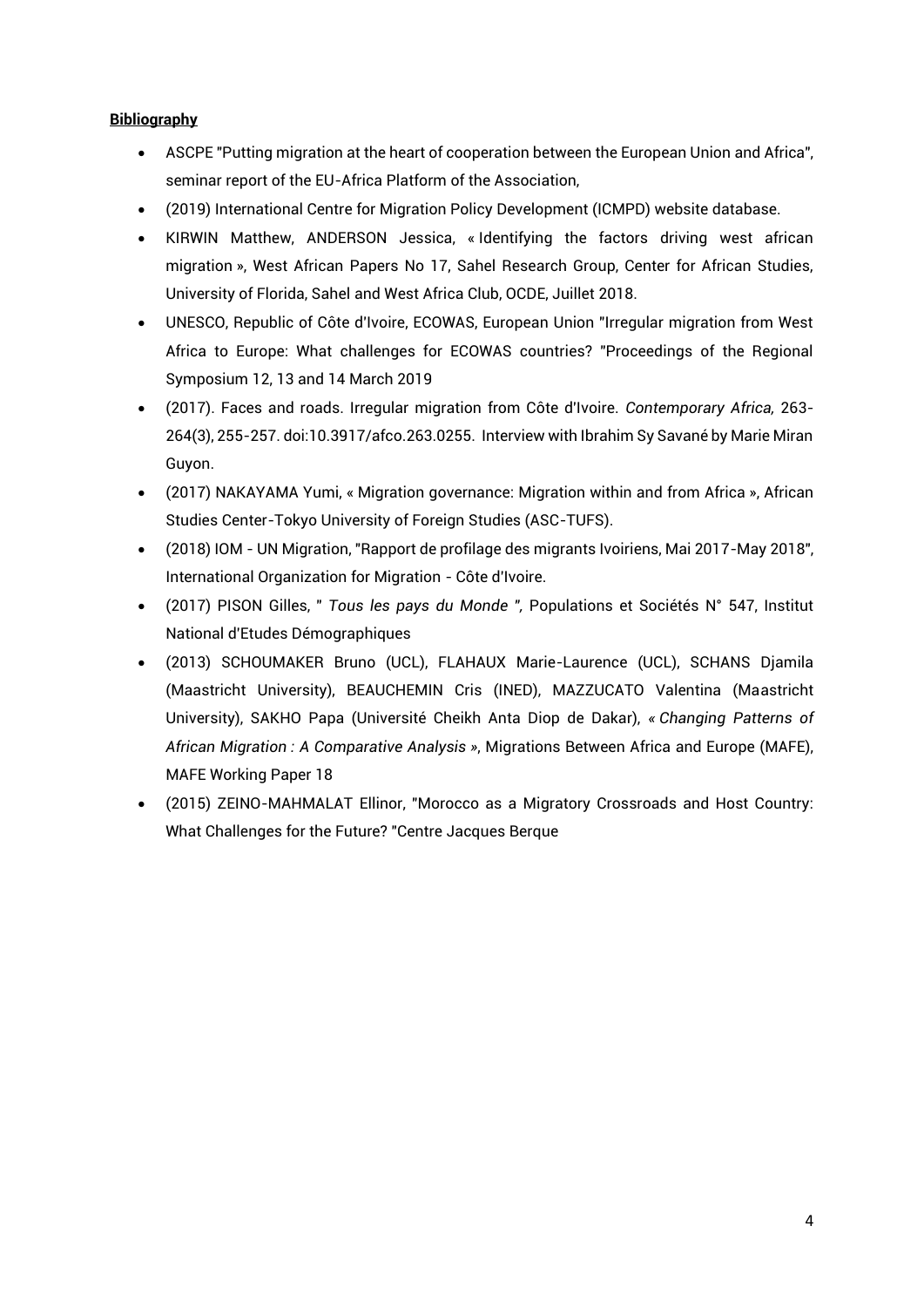**Bibliography**

- ASCPE "Putting migration at the heart of cooperation between the European Union and Africa", seminar report of the EU-Africa Platform of the Association,
- (2019) International Centre for Migration Policy Development (ICMPD) website database.
- KIRWIN Matthew, ANDERSON Jessica, « Identifying the factors driving west african migration », West African Papers No 17, Sahel Research Group, Center for African Studies, University of Florida, Sahel and West Africa Club, OCDE, Juillet 2018.
- UNESCO, Republic of Côte d'Ivoire, ECOWAS, European Union "Irregular migration from West Africa to Europe: What challenges for ECOWAS countries? "Proceedings of the Regional Symposium 12, 13 and 14 March 2019
- (2017). Faces and roads. Irregular migration from Côte d'Ivoire. *Contemporary Africa,* 263-264(3), 255-257. doi:10.3917/afco.263.0255. Interview with Ibrahim Sy Savané by Marie Miran Guyon.
- (2017) NAKAYAMA Yumi, « Migration governance: Migration within and from Africa », African Studies Center-Tokyo University of Foreign Studies (ASC-TUFS).
- (2018) IOM - UN Migration, "Rapport de profilage des migrants Ivoiriens, Mai 2017-May 2018", International Organization for Migration - Côte d'Ivoire.
- (2017) PISON Gilles, " *Tous les pays du Monde ",* Populations et Sociétés N° 547, Institut National d'Etudes Démographiques
- (2013) SCHOUMAKER Bruno (UCL), FLAHAUX Marie-Laurence (UCL), SCHANS Djamila (Maastricht University), BEAUCHEMIN Cris (INED), MAZZUCATO Valentina (Maastricht University), SAKHO Papa (Université Cheikh Anta Diop de Dakar), *« Changing Patterns of African Migration : A Comparative Analysis »*, Migrations Between Africa and Europe (MAFE), MAFE Working Paper 18
- (2015) ZEINO-MAHMALAT Ellinor, "Morocco as a Migratory Crossroads and Host Country: What Challenges for the Future? "Centre Jacques Berque